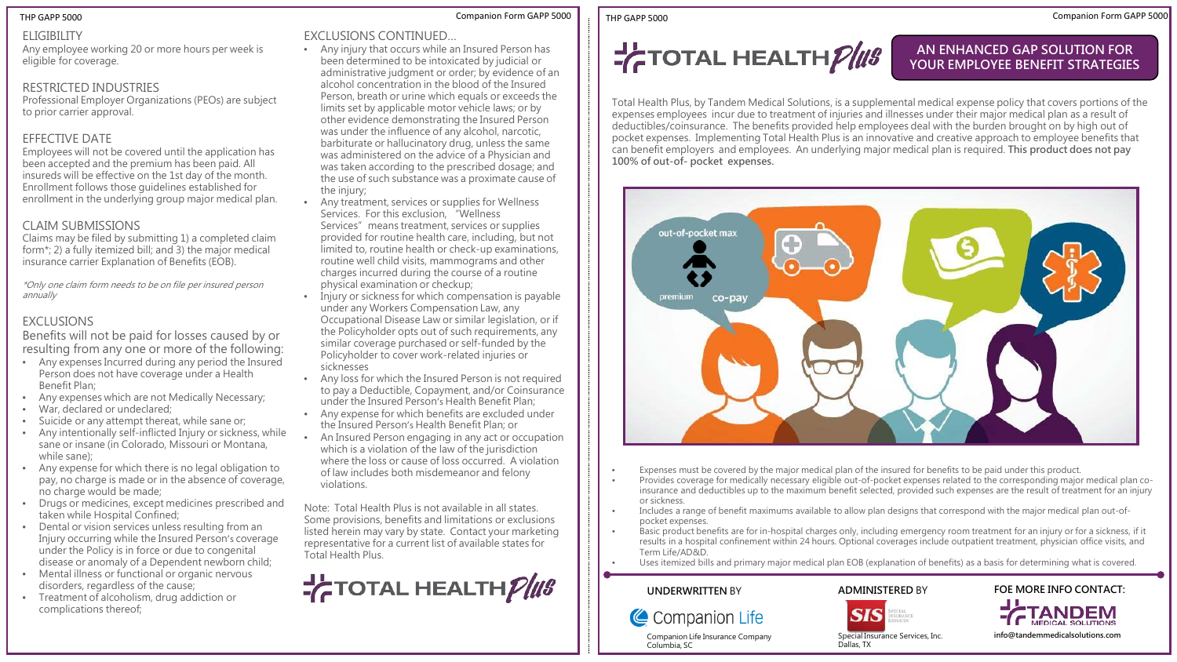## ELIGIBILITY

Any employee working 20 or more hours per week is eligible for coverage.

## RESTRICTED INDUSTRIES

Professional Employer Organizations (PEOs) are subject to prior carrier approval.

## EFFECTIVE DATE

Employees will not be covered until the application has been accepted and the premium has been paid. All insureds will be effective on the 1st day of the month. Enrollment follows those guidelines established for enrollment in the underlying group major medical plan.

## CLAIM SUBMISSIONS

Claims may be filed by submitting 1) a completed claim form*; 2) a fully itemized bill; and 3) the major medical insurance carrier Explanation of Benefits (EOB).

*\*Only one claim form needs to be on file per insured person annually*

## EXCLUSIONS

Benefits will not be paid for losses caused by or resulting from any one or more of the following:

- Any expenses Incurred during any period the Insured Person does not have coverage under a Health Benefit Plan;
- Any expenses which are not Medically Necessary;
- War, declared or undeclared;
- Suicide or any attempt threat, while sane or;
- Any intentionally self-inflicted Injury or sickness, while sane or insane (in Colorado, Missouri or Montana, while sane);
- Any expense for which there is no legal obligation to pay, no charge is made or in the absence of coverage, no charge would be made;
- Drugs or medicines, except medicines prescribed and taken while Hospital Confined;
- Dental or vision services unless resulting from an Injury occurring while the Insured Person's coverage under the Policy is in force or due to congenital disease or anomaly of a Dependent newborn child;
- Mental illness or functional or organic nervous disorders, regardless of the cause;
- Treatment of alcoholism, drug addiction or complications thereof;

## EXCLUSIONS CONTINUED...

- Any injury that occurs while an Insured Person has been determined to be intoxicated by judicial or administrative judgment or order; by evidence of an alcohol concentration in the blood of the Insured Person, breath or urine which equals or exceeds the limits set by applicable motor vehicle laws; or by other evidence demonstrating the Insured Person was under the influence of any alcohol, narcotic, barbiturate or hallucinatory drug, unless the same was administered on the advice of a Physician and was taken according to the prescribed dosage; and the use of such substance was a proximate cause of the injury;
- Any treatment, services or supplies for Wellness Services. For this exclusion, "Wellness Services" means treatment, services or supplies provided for routine health care, including, but not limited to, routine health or check-up examinations, routine well child visits, mammograms and other charges incurred during the course of a routine physical examination or checkup;
- Injury or sickness for which compensation is payable under any Workers Compensation Law, any Occupational Disease Law or similar legislation, or if the Policyholder opts out of such requirements, any similar coverage purchased or self-funded by the Policyholder to cover work-related injuries or sicknesses
- Any loss for which the Insured Person is not required to pay a Deductible, Copayment, and/or Coinsurance under the Insured Person's Health Benefit Plan;
- Any expense for which benefits are excluded under the Insured Person's Health Benefit Plan; or
- An Insured Person engaging in any act or occupation which is a violation of the law of the jurisdiction where the loss or cause of loss occurred. A violation of law includes both misdemeanor and felony violations.

Note: Total Health Plus is not available in all states. Some provisions, benefits and limitations or exclusions listed herein may vary by state. Contact your marketing representative for a current list of available states for Total Health Plus.

TOTAL HEALTH Plus

# TOTAL HEALTH Plus

## AN ENHANCED GAP SOLUTION FOR YOUR EMPLOYEE BENEFIT STRATEGIES

Total Health Plus, by Tandem Medical Solutions, is a supplemental medical expense policy that covers portions of the expenses employees incur due to treatment of injuries and illnesses under their major medical plan as a result of deductibles/coinsurance. The benefits provided help employees deal with the burden brought on by high out of pocket expenses. Implementing Total Health Plus is an innovative and creative approach to employee benefits that can benefit employers and employees. An underlying major medical plan is required. **This product does not pay 100% of out-of- pocket expenses.**

- Expenses must be covered by the major medical plan of the insured for benefits to be paid under this product.
- Provides coverage for medically necessary eligible out-of-pocket expenses related to the corresponding major medical plan co-insurance and deductibles up to the maximum benefit selected, provided such expenses are the result of treatment for an injury or sickness.
- Includes a range of benefit maximums available to allow plan designs that correspond with the major medical plan out-of-pocket expenses.
- Basic product benefits are for in-hospital charges only, including emergency room treatment for an injury or for a sickness, if it results in a hospital confinement within 24 hours. Optional coverages include outpatient treatment, physician office visits, and Term Life/AD&D.
- Uses itemized bills and primary major medical plan EOB (explanation of benefits) as a basis for determining what is covered.

**UNDERWRITTEN BY**
Companion Life
Companion Life Insurance Company
Columbia, SC

**ADMINISTERED BY**
SIS Special Insurance Services
Special Insurance Services, Inc.
Dallas, TX

**FOE MORE INFO CONTACT:**
TANDEM MEDICAL SOLUTIONS
info@tandemmedicalsolutions.com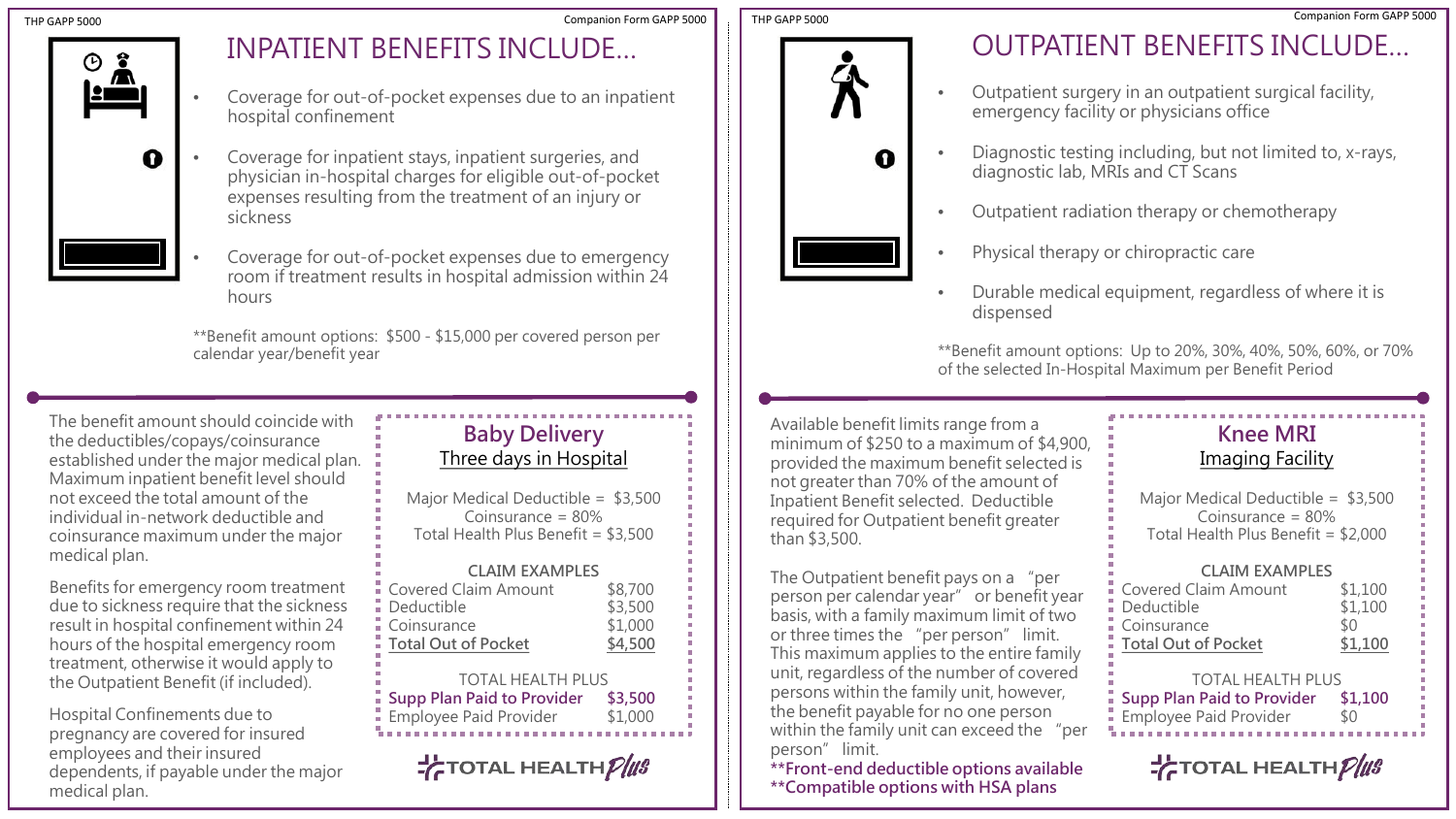# INPATIENT BENEFITS INCLUDE…

- Coverage for out-of-pocket expenses due to an inpatient hospital confinement
- Coverage for inpatient stays, inpatient surgeries, and physician in-hospital charges for eligible out-of-pocket expenses resulting from the treatment of an injury or sickness
- Coverage for out-of-pocket expenses due to emergency room if treatment results in hospital admission within 24 hours

**Benefit amount options: $500 - $15,000 per covered person per calendar year/benefit year

The benefit amount should coincide with the deductibles/copays/coinsurance established under the major medical plan. Maximum inpatient benefit level should not exceed the total amount of the individual in-network deductible and coinsurance maximum under the major medical plan.

Benefits for emergency room treatment due to sickness require that the sickness result in hospital confinement within 24 hours of the hospital emergency room treatment, otherwise it would apply to the Outpatient Benefit (if included).

Hospital Confinements due to pregnancy are covered for insured employees and their insured dependents, if payable under the major medical plan.

## Baby Delivery

Three days in Hospital

Major Medical Deductible = $3,500
Coinsurance = 80%
Total Health Plus Benefit = $3,500

| CLAIM EXAMPLES | |
|---|---|
| Covered Claim Amount | $8,700 |
| Deductible | $3,500 |
| Coinsurance | $1,000 |
| Total Out of Pocket | $4,500 |

| TOTAL HEALTH PLUS | |
|---|---|
| Supp Plan Paid to Provider | $3,500 |
| Employee Paid Provider | $1,000 |

TOTAL HEALTH *Plus*

# OUTPATIENT BENEFITS INCLUDE…

- Outpatient surgery in an outpatient surgical facility, emergency facility or physicians office
- Diagnostic testing including, but not limited to, x-rays, diagnostic lab, MRIs and CT Scans
- Outpatient radiation therapy or chemotherapy
- Physical therapy or chiropractic care
- Durable medical equipment, regardless of where it is dispensed

**Benefit amount options: Up to 20%, 30%, 40%, 50%, 60%, or 70% of the selected In-Hospital Maximum per Benefit Period

Available benefit limits range from a minimum of $250 to a maximum of $4,900, provided the maximum benefit selected is not greater than 70% of the amount of Inpatient Benefit selected. Deductible required for Outpatient benefit greater than $3,500.

The Outpatient benefit pays on a "per person per calendar year" or benefit year basis, with a family maximum limit of two or three times the "per person" limit. This maximum applies to the entire family unit, regardless of the number of covered persons within the family unit, however, the benefit payable for no one person within the family unit can exceed the "per person" limit.

**Front-end deductible options available**
**Compatible options with HSA plans**

## Knee MRI

Imaging Facility

Major Medical Deductible = $3,500
Coinsurance = 80%
Total Health Plus Benefit = $2,000

| CLAIM EXAMPLES | |
|---|---|
| Covered Claim Amount | $1,100 |
| Deductible | $1,100 |
| Coinsurance | $0 |
| Total Out of Pocket | $1,100 |

| TOTAL HEALTH PLUS | |
|---|---|
| Supp Plan Paid to Provider | $1,100 |
| Employee Paid Provider | $0 |

TOTAL HEALTH *Plus*